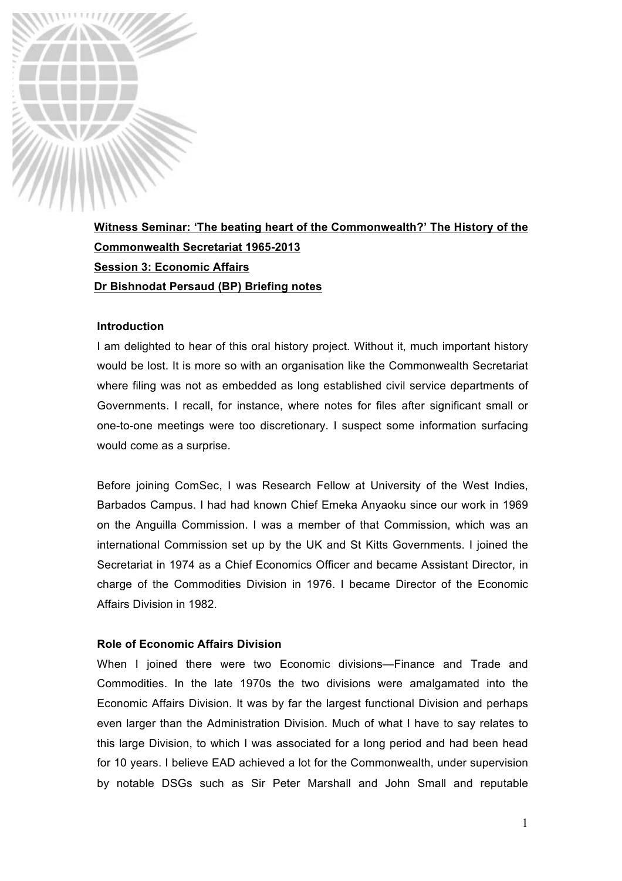**Witness Seminar: 'The beating heart of the Commonwealth?' The History of the Commonwealth Secretariat 1965-2013**
**Session 3: Economic Affairs**
**Dr Bishnodat Persaud (BP) Briefing notes**

### Introduction

I am delighted to hear of this oral history project. Without it, much important history would be lost. It is more so with an organisation like the Commonwealth Secretariat where filing was not as embedded as long established civil service departments of Governments. I recall, for instance, where notes for files after significant small or one-to-one meetings were too discretionary. I suspect some information surfacing would come as a surprise.

Before joining ComSec, I was Research Fellow at University of the West Indies, Barbados Campus. I had had known Chief Emeka Anyaoku since our work in 1969 on the Anguilla Commission. I was a member of that Commission, which was an international Commission set up by the UK and St Kitts Governments. I joined the Secretariat in 1974 as a Chief Economics Officer and became Assistant Director, in charge of the Commodities Division in 1976. I became Director of the Economic Affairs Division in 1982.

### Role of Economic Affairs Division

When I joined there were two Economic divisions—Finance and Trade and Commodities. In the late 1970s the two divisions were amalgamated into the Economic Affairs Division. It was by far the largest functional Division and perhaps even larger than the Administration Division. Much of what I have to say relates to this large Division, to which I was associated for a long period and had been head for 10 years. I believe EAD achieved a lot for the Commonwealth, under supervision by notable DSGs such as Sir Peter Marshall and John Small and reputable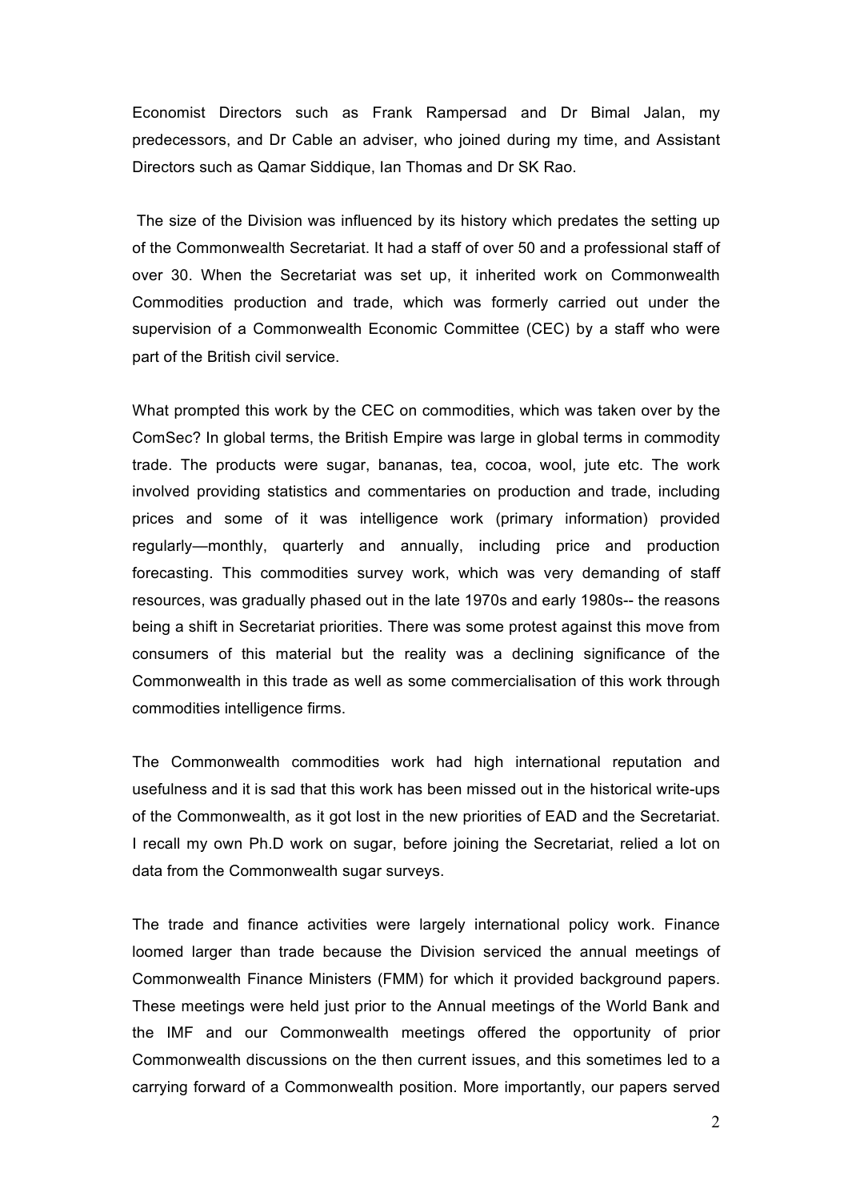Economist Directors such as Frank Rampersad and Dr Bimal Jalan, my predecessors, and Dr Cable an adviser, who joined during my time, and Assistant Directors such as Qamar Siddique, Ian Thomas and Dr SK Rao.

The size of the Division was influenced by its history which predates the setting up of the Commonwealth Secretariat. It had a staff of over 50 and a professional staff of over 30. When the Secretariat was set up, it inherited work on Commonwealth Commodities production and trade, which was formerly carried out under the supervision of a Commonwealth Economic Committee (CEC) by a staff who were part of the British civil service.

What prompted this work by the CEC on commodities, which was taken over by the ComSec? In global terms, the British Empire was large in global terms in commodity trade. The products were sugar, bananas, tea, cocoa, wool, jute etc. The work involved providing statistics and commentaries on production and trade, including prices and some of it was intelligence work (primary information) provided regularly—monthly, quarterly and annually, including price and production forecasting. This commodities survey work, which was very demanding of staff resources, was gradually phased out in the late 1970s and early 1980s-- the reasons being a shift in Secretariat priorities. There was some protest against this move from consumers of this material but the reality was a declining significance of the Commonwealth in this trade as well as some commercialisation of this work through commodities intelligence firms.

The Commonwealth commodities work had high international reputation and usefulness and it is sad that this work has been missed out in the historical write-ups of the Commonwealth, as it got lost in the new priorities of EAD and the Secretariat. I recall my own Ph.D work on sugar, before joining the Secretariat, relied a lot on data from the Commonwealth sugar surveys.

The trade and finance activities were largely international policy work. Finance loomed larger than trade because the Division serviced the annual meetings of Commonwealth Finance Ministers (FMM) for which it provided background papers. These meetings were held just prior to the Annual meetings of the World Bank and the IMF and our Commonwealth meetings offered the opportunity of prior Commonwealth discussions on the then current issues, and this sometimes led to a carrying forward of a Commonwealth position. More importantly, our papers served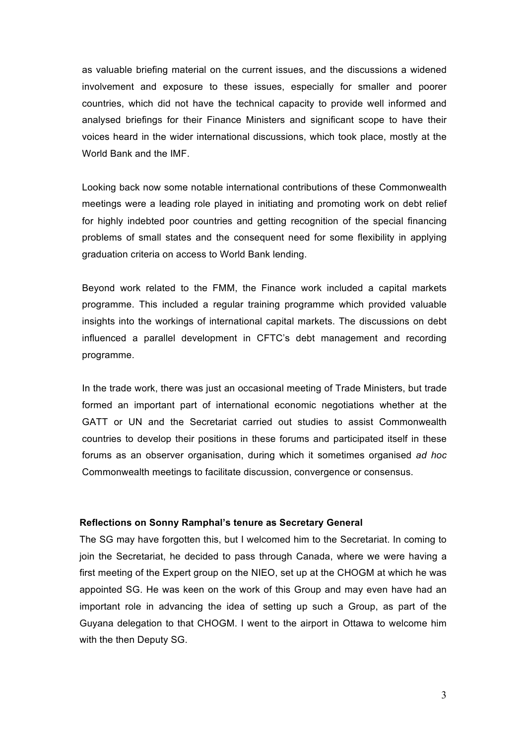as valuable briefing material on the current issues, and the discussions a widened involvement and exposure to these issues, especially for smaller and poorer countries, which did not have the technical capacity to provide well informed and analysed briefings for their Finance Ministers and significant scope to have their voices heard in the wider international discussions, which took place, mostly at the World Bank and the IMF.

Looking back now some notable international contributions of these Commonwealth meetings were a leading role played in initiating and promoting work on debt relief for highly indebted poor countries and getting recognition of the special financing problems of small states and the consequent need for some flexibility in applying graduation criteria on access to World Bank lending.

Beyond work related to the FMM, the Finance work included a capital markets programme. This included a regular training programme which provided valuable insights into the workings of international capital markets. The discussions on debt influenced a parallel development in CFTC's debt management and recording programme.

In the trade work, there was just an occasional meeting of Trade Ministers, but trade formed an important part of international economic negotiations whether at the GATT or UN and the Secretariat carried out studies to assist Commonwealth countries to develop their positions in these forums and participated itself in these forums as an observer organisation, during which it sometimes organised *ad hoc* Commonwealth meetings to facilitate discussion, convergence or consensus.

### Reflections on Sonny Ramphal's tenure as Secretary General

The SG may have forgotten this, but I welcomed him to the Secretariat. In coming to join the Secretariat, he decided to pass through Canada, where we were having a first meeting of the Expert group on the NIEO, set up at the CHOGM at which he was appointed SG. He was keen on the work of this Group and may even have had an important role in advancing the idea of setting up such a Group, as part of the Guyana delegation to that CHOGM. I went to the airport in Ottawa to welcome him with the then Deputy SG.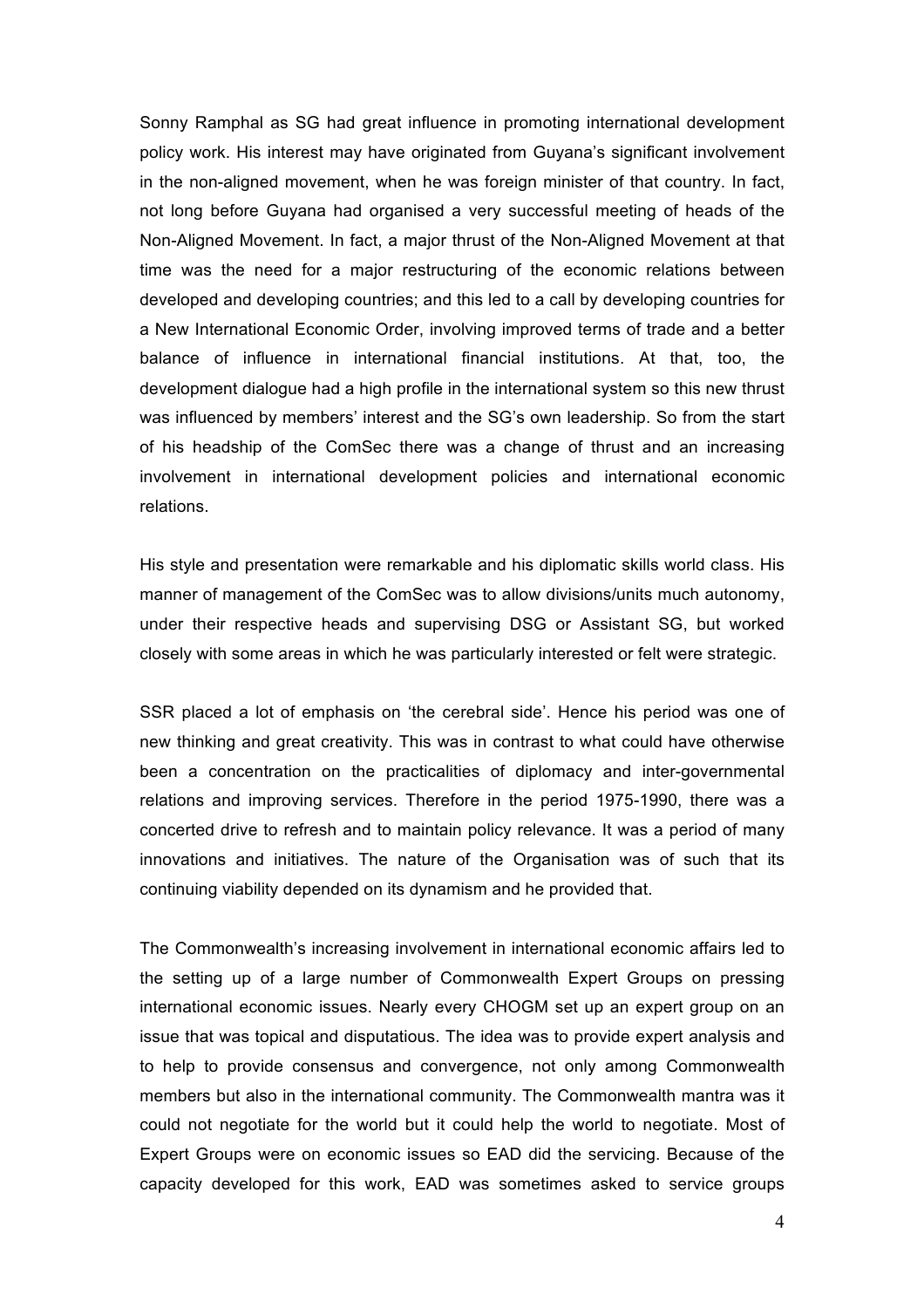Sonny Ramphal as SG had great influence in promoting international development policy work. His interest may have originated from Guyana's significant involvement in the non-aligned movement, when he was foreign minister of that country. In fact, not long before Guyana had organised a very successful meeting of heads of the Non-Aligned Movement. In fact, a major thrust of the Non-Aligned Movement at that time was the need for a major restructuring of the economic relations between developed and developing countries; and this led to a call by developing countries for a New International Economic Order, involving improved terms of trade and a better balance of influence in international financial institutions. At that, too, the development dialogue had a high profile in the international system so this new thrust was influenced by members' interest and the SG's own leadership. So from the start of his headship of the ComSec there was a change of thrust and an increasing involvement in international development policies and international economic relations.

His style and presentation were remarkable and his diplomatic skills world class. His manner of management of the ComSec was to allow divisions/units much autonomy, under their respective heads and supervising DSG or Assistant SG, but worked closely with some areas in which he was particularly interested or felt were strategic.

SSR placed a lot of emphasis on 'the cerebral side'. Hence his period was one of new thinking and great creativity. This was in contrast to what could have otherwise been a concentration on the practicalities of diplomacy and inter-governmental relations and improving services. Therefore in the period 1975-1990, there was a concerted drive to refresh and to maintain policy relevance. It was a period of many innovations and initiatives. The nature of the Organisation was of such that its continuing viability depended on its dynamism and he provided that.

The Commonwealth's increasing involvement in international economic affairs led to the setting up of a large number of Commonwealth Expert Groups on pressing international economic issues. Nearly every CHOGM set up an expert group on an issue that was topical and disputatious. The idea was to provide expert analysis and to help to provide consensus and convergence, not only among Commonwealth members but also in the international community. The Commonwealth mantra was it could not negotiate for the world but it could help the world to negotiate. Most of Expert Groups were on economic issues so EAD did the servicing. Because of the capacity developed for this work, EAD was sometimes asked to service groups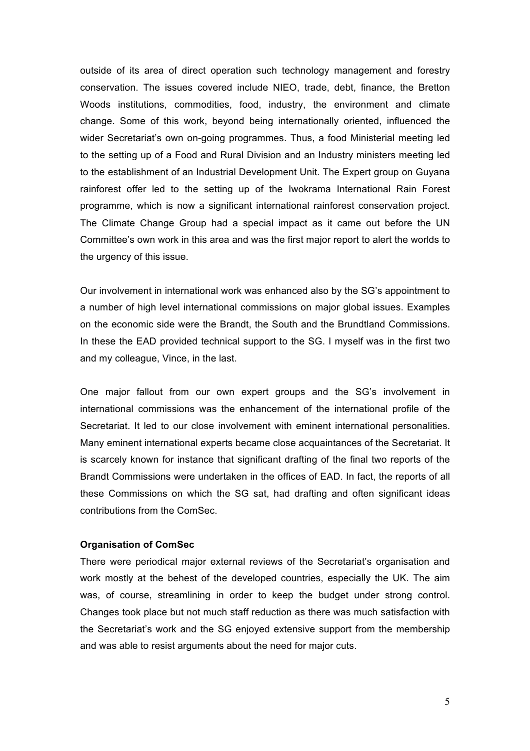outside of its area of direct operation such technology management and forestry conservation. The issues covered include NIEO, trade, debt, finance, the Bretton Woods institutions, commodities, food, industry, the environment and climate change. Some of this work, beyond being internationally oriented, influenced the wider Secretariat's own on-going programmes. Thus, a food Ministerial meeting led to the setting up of a Food and Rural Division and an Industry ministers meeting led to the establishment of an Industrial Development Unit. The Expert group on Guyana rainforest offer led to the setting up of the Iwokrama International Rain Forest programme, which is now a significant international rainforest conservation project. The Climate Change Group had a special impact as it came out before the UN Committee's own work in this area and was the first major report to alert the worlds to the urgency of this issue.

Our involvement in international work was enhanced also by the SG's appointment to a number of high level international commissions on major global issues. Examples on the economic side were the Brandt, the South and the Brundtland Commissions. In these the EAD provided technical support to the SG. I myself was in the first two and my colleague, Vince, in the last.

One major fallout from our own expert groups and the SG's involvement in international commissions was the enhancement of the international profile of the Secretariat. It led to our close involvement with eminent international personalities. Many eminent international experts became close acquaintances of the Secretariat. It is scarcely known for instance that significant drafting of the final two reports of the Brandt Commissions were undertaken in the offices of EAD. In fact, the reports of all these Commissions on which the SG sat, had drafting and often significant ideas contributions from the ComSec.

**Organisation of ComSec**

There were periodical major external reviews of the Secretariat's organisation and work mostly at the behest of the developed countries, especially the UK. The aim was, of course, streamlining in order to keep the budget under strong control. Changes took place but not much staff reduction as there was much satisfaction with the Secretariat's work and the SG enjoyed extensive support from the membership and was able to resist arguments about the need for major cuts.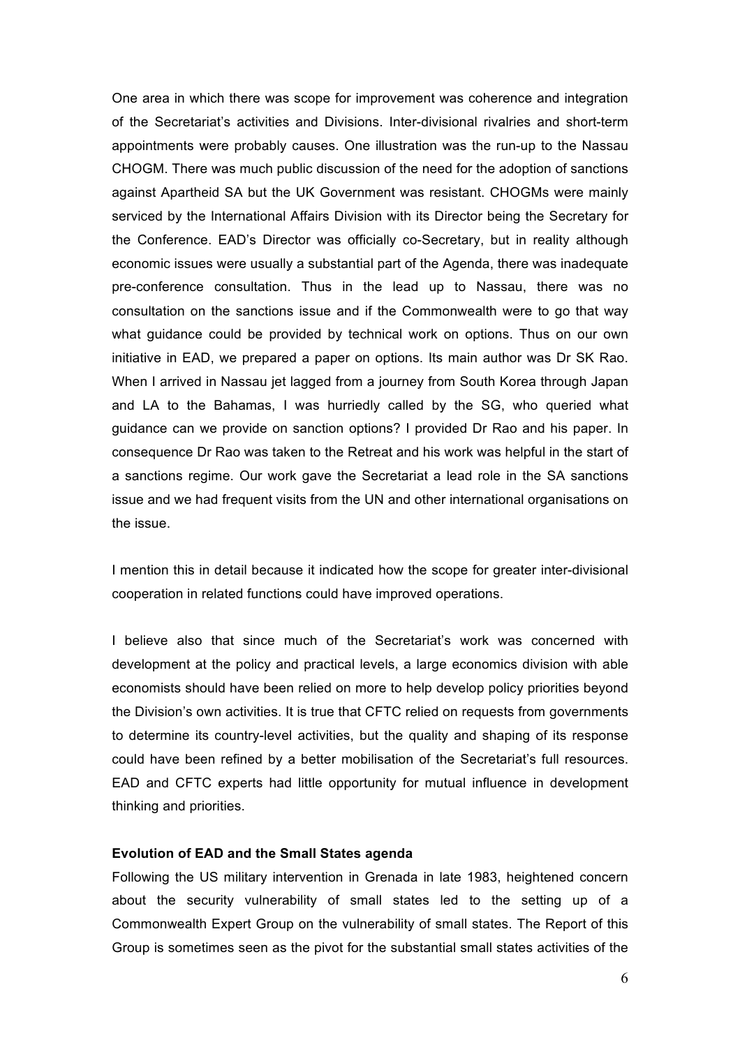One area in which there was scope for improvement was coherence and integration of the Secretariat's activities and Divisions. Inter-divisional rivalries and short-term appointments were probably causes. One illustration was the run-up to the Nassau CHOGM. There was much public discussion of the need for the adoption of sanctions against Apartheid SA but the UK Government was resistant. CHOGMs were mainly serviced by the International Affairs Division with its Director being the Secretary for the Conference. EAD's Director was officially co-Secretary, but in reality although economic issues were usually a substantial part of the Agenda, there was inadequate pre-conference consultation. Thus in the lead up to Nassau, there was no consultation on the sanctions issue and if the Commonwealth were to go that way what guidance could be provided by technical work on options. Thus on our own initiative in EAD, we prepared a paper on options. Its main author was Dr SK Rao. When I arrived in Nassau jet lagged from a journey from South Korea through Japan and LA to the Bahamas, I was hurriedly called by the SG, who queried what guidance can we provide on sanction options? I provided Dr Rao and his paper. In consequence Dr Rao was taken to the Retreat and his work was helpful in the start of a sanctions regime. Our work gave the Secretariat a lead role in the SA sanctions issue and we had frequent visits from the UN and other international organisations on the issue.

I mention this in detail because it indicated how the scope for greater inter-divisional cooperation in related functions could have improved operations.

I believe also that since much of the Secretariat's work was concerned with development at the policy and practical levels, a large economics division with able economists should have been relied on more to help develop policy priorities beyond the Division's own activities. It is true that CFTC relied on requests from governments to determine its country-level activities, but the quality and shaping of its response could have been refined by a better mobilisation of the Secretariat's full resources. EAD and CFTC experts had little opportunity for mutual influence in development thinking and priorities.

**Evolution of EAD and the Small States agenda**

Following the US military intervention in Grenada in late 1983, heightened concern about the security vulnerability of small states led to the setting up of a Commonwealth Expert Group on the vulnerability of small states. The Report of this Group is sometimes seen as the pivot for the substantial small states activities of the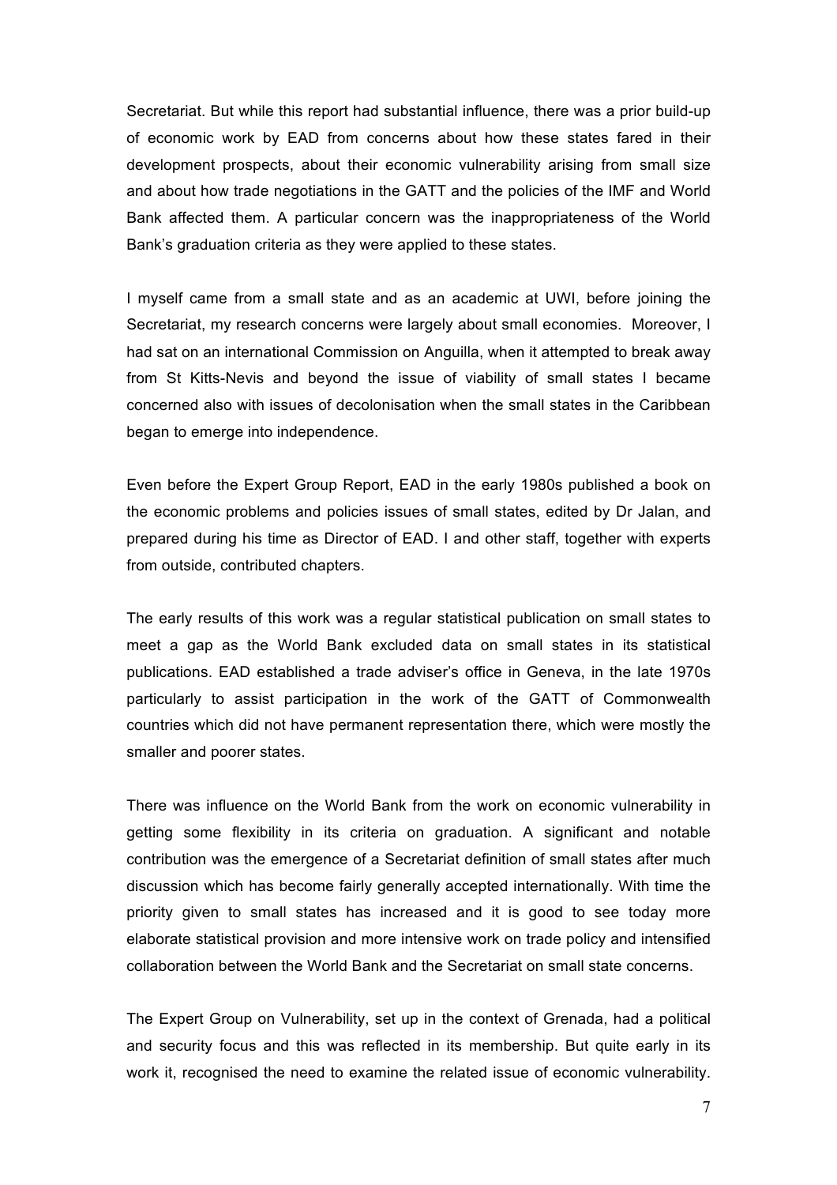Secretariat. But while this report had substantial influence, there was a prior build-up of economic work by EAD from concerns about how these states fared in their development prospects, about their economic vulnerability arising from small size and about how trade negotiations in the GATT and the policies of the IMF and World Bank affected them. A particular concern was the inappropriateness of the World Bank's graduation criteria as they were applied to these states.

I myself came from a small state and as an academic at UWI, before joining the Secretariat, my research concerns were largely about small economies. Moreover, I had sat on an international Commission on Anguilla, when it attempted to break away from St Kitts-Nevis and beyond the issue of viability of small states I became concerned also with issues of decolonisation when the small states in the Caribbean began to emerge into independence.

Even before the Expert Group Report, EAD in the early 1980s published a book on the economic problems and policies issues of small states, edited by Dr Jalan, and prepared during his time as Director of EAD. I and other staff, together with experts from outside, contributed chapters.

The early results of this work was a regular statistical publication on small states to meet a gap as the World Bank excluded data on small states in its statistical publications. EAD established a trade adviser's office in Geneva, in the late 1970s particularly to assist participation in the work of the GATT of Commonwealth countries which did not have permanent representation there, which were mostly the smaller and poorer states.

There was influence on the World Bank from the work on economic vulnerability in getting some flexibility in its criteria on graduation. A significant and notable contribution was the emergence of a Secretariat definition of small states after much discussion which has become fairly generally accepted internationally. With time the priority given to small states has increased and it is good to see today more elaborate statistical provision and more intensive work on trade policy and intensified collaboration between the World Bank and the Secretariat on small state concerns.

The Expert Group on Vulnerability, set up in the context of Grenada, had a political and security focus and this was reflected in its membership. But quite early in its work it, recognised the need to examine the related issue of economic vulnerability.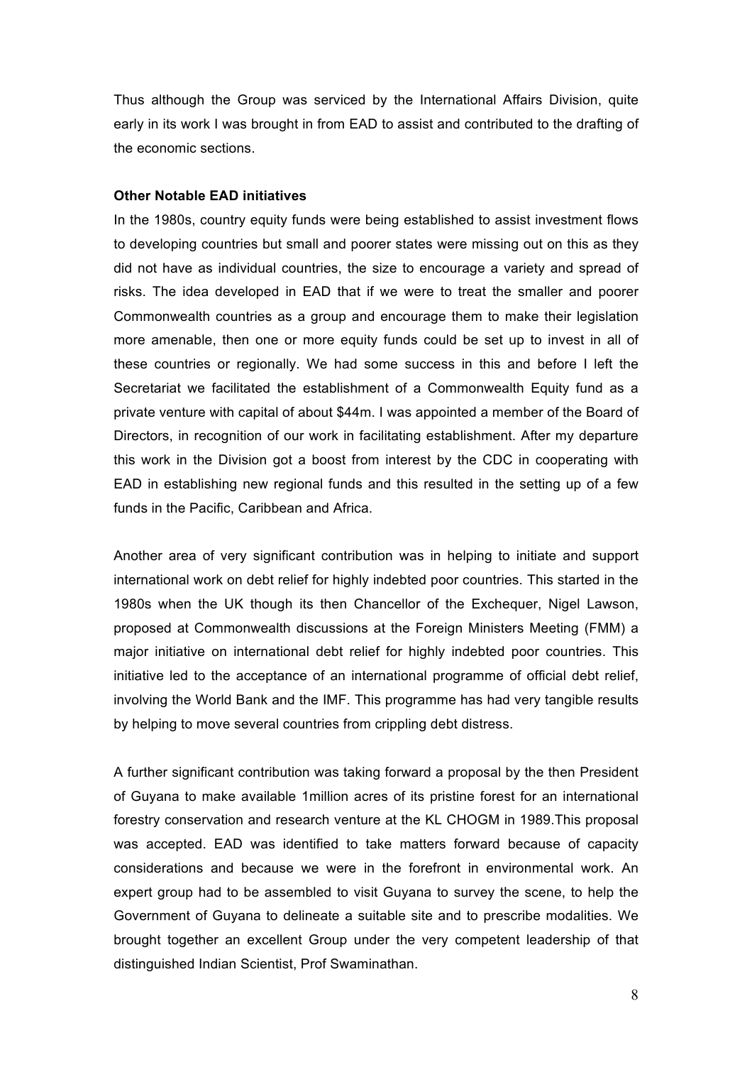Thus although the Group was serviced by the International Affairs Division, quite early in its work I was brought in from EAD to assist and contributed to the drafting of the economic sections.

**Other Notable EAD initiatives**

In the 1980s, country equity funds were being established to assist investment flows to developing countries but small and poorer states were missing out on this as they did not have as individual countries, the size to encourage a variety and spread of risks. The idea developed in EAD that if we were to treat the smaller and poorer Commonwealth countries as a group and encourage them to make their legislation more amenable, then one or more equity funds could be set up to invest in all of these countries or regionally. We had some success in this and before I left the Secretariat we facilitated the establishment of a Commonwealth Equity fund as a private venture with capital of about $44m. I was appointed a member of the Board of Directors, in recognition of our work in facilitating establishment. After my departure this work in the Division got a boost from interest by the CDC in cooperating with EAD in establishing new regional funds and this resulted in the setting up of a few funds in the Pacific, Caribbean and Africa.

Another area of very significant contribution was in helping to initiate and support international work on debt relief for highly indebted poor countries. This started in the 1980s when the UK though its then Chancellor of the Exchequer, Nigel Lawson, proposed at Commonwealth discussions at the Foreign Ministers Meeting (FMM) a major initiative on international debt relief for highly indebted poor countries. This initiative led to the acceptance of an international programme of official debt relief, involving the World Bank and the IMF. This programme has had very tangible results by helping to move several countries from crippling debt distress.

A further significant contribution was taking forward a proposal by the then President of Guyana to make available 1million acres of its pristine forest for an international forestry conservation and research venture at the KL CHOGM in 1989.This proposal was accepted. EAD was identified to take matters forward because of capacity considerations and because we were in the forefront in environmental work. An expert group had to be assembled to visit Guyana to survey the scene, to help the Government of Guyana to delineate a suitable site and to prescribe modalities. We brought together an excellent Group under the very competent leadership of that distinguished Indian Scientist, Prof Swaminathan.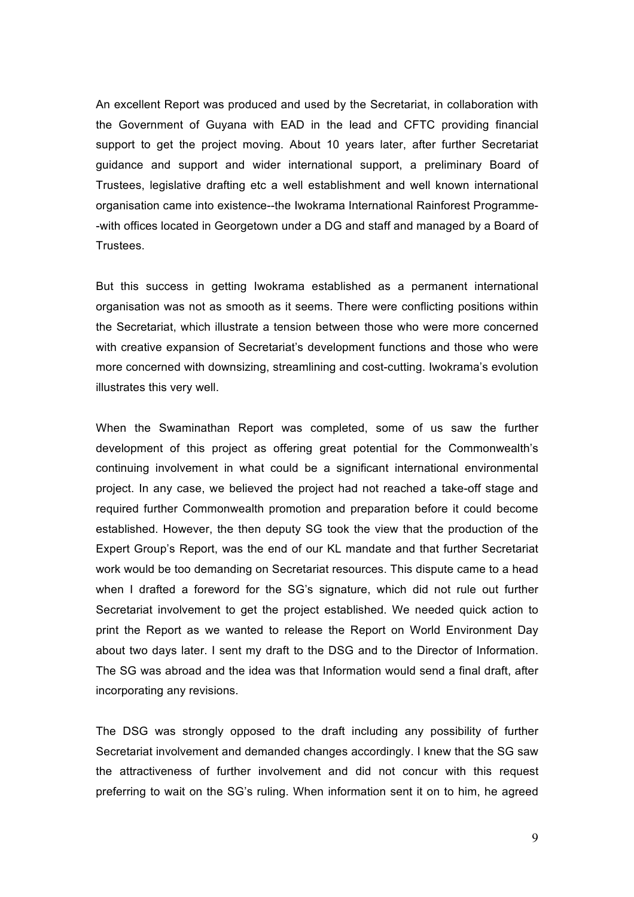An excellent Report was produced and used by the Secretariat, in collaboration with the Government of Guyana with EAD in the lead and CFTC providing financial support to get the project moving. About 10 years later, after further Secretariat guidance and support and wider international support, a preliminary Board of Trustees, legislative drafting etc a well establishment and well known international organisation came into existence--the Iwokrama International Rainforest Programme--with offices located in Georgetown under a DG and staff and managed by a Board of Trustees.

But this success in getting Iwokrama established as a permanent international organisation was not as smooth as it seems. There were conflicting positions within the Secretariat, which illustrate a tension between those who were more concerned with creative expansion of Secretariat's development functions and those who were more concerned with downsizing, streamlining and cost-cutting. Iwokrama's evolution illustrates this very well.

When the Swaminathan Report was completed, some of us saw the further development of this project as offering great potential for the Commonwealth's continuing involvement in what could be a significant international environmental project. In any case, we believed the project had not reached a take-off stage and required further Commonwealth promotion and preparation before it could become established. However, the then deputy SG took the view that the production of the Expert Group's Report, was the end of our KL mandate and that further Secretariat work would be too demanding on Secretariat resources. This dispute came to a head when I drafted a foreword for the SG's signature, which did not rule out further Secretariat involvement to get the project established. We needed quick action to print the Report as we wanted to release the Report on World Environment Day about two days later. I sent my draft to the DSG and to the Director of Information. The SG was abroad and the idea was that Information would send a final draft, after incorporating any revisions.

The DSG was strongly opposed to the draft including any possibility of further Secretariat involvement and demanded changes accordingly. I knew that the SG saw the attractiveness of further involvement and did not concur with this request preferring to wait on the SG's ruling. When information sent it on to him, he agreed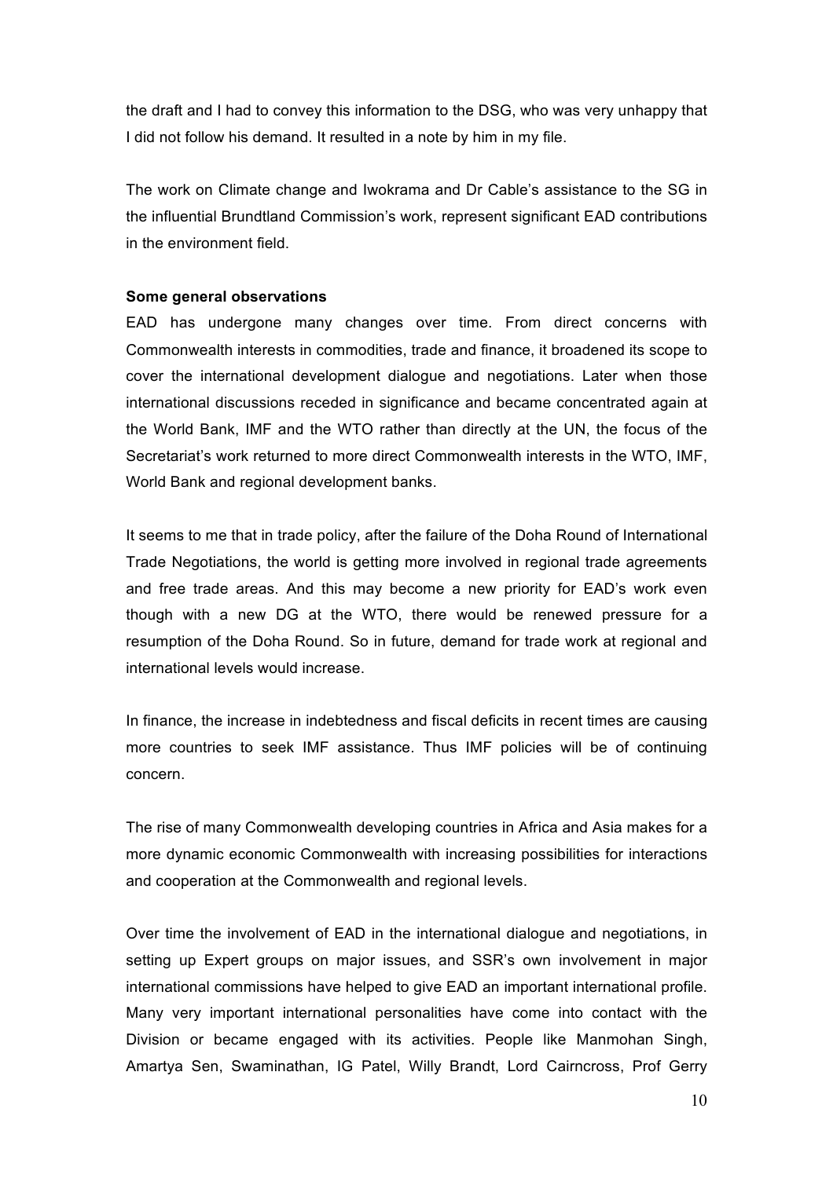the draft and I had to convey this information to the DSG, who was very unhappy that I did not follow his demand. It resulted in a note by him in my file.

The work on Climate change and Iwokrama and Dr Cable's assistance to the SG in the influential Brundtland Commission's work, represent significant EAD contributions in the environment field.

**Some general observations**

EAD has undergone many changes over time. From direct concerns with Commonwealth interests in commodities, trade and finance, it broadened its scope to cover the international development dialogue and negotiations. Later when those international discussions receded in significance and became concentrated again at the World Bank, IMF and the WTO rather than directly at the UN, the focus of the Secretariat's work returned to more direct Commonwealth interests in the WTO, IMF, World Bank and regional development banks.

It seems to me that in trade policy, after the failure of the Doha Round of International Trade Negotiations, the world is getting more involved in regional trade agreements and free trade areas. And this may become a new priority for EAD's work even though with a new DG at the WTO, there would be renewed pressure for a resumption of the Doha Round. So in future, demand for trade work at regional and international levels would increase.

In finance, the increase in indebtedness and fiscal deficits in recent times are causing more countries to seek IMF assistance. Thus IMF policies will be of continuing concern.

The rise of many Commonwealth developing countries in Africa and Asia makes for a more dynamic economic Commonwealth with increasing possibilities for interactions and cooperation at the Commonwealth and regional levels.

Over time the involvement of EAD in the international dialogue and negotiations, in setting up Expert groups on major issues, and SSR's own involvement in major international commissions have helped to give EAD an important international profile. Many very important international personalities have come into contact with the Division or became engaged with its activities. People like Manmohan Singh, Amartya Sen, Swaminathan, IG Patel, Willy Brandt, Lord Cairncross, Prof Gerry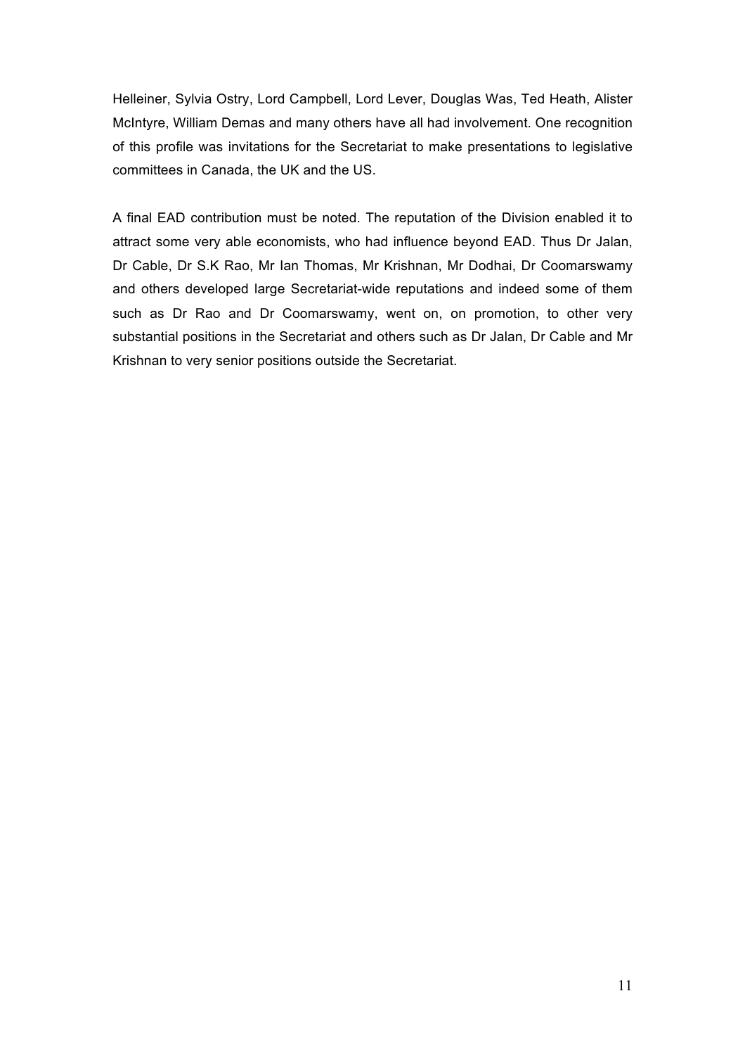Helleiner, Sylvia Ostry, Lord Campbell, Lord Lever, Douglas Was, Ted Heath, Alister McIntyre, William Demas and many others have all had involvement. One recognition of this profile was invitations for the Secretariat to make presentations to legislative committees in Canada, the UK and the US.

A final EAD contribution must be noted. The reputation of the Division enabled it to attract some very able economists, who had influence beyond EAD. Thus Dr Jalan, Dr Cable, Dr S.K Rao, Mr Ian Thomas, Mr Krishnan, Mr Dodhai, Dr Coomarswamy and others developed large Secretariat-wide reputations and indeed some of them such as Dr Rao and Dr Coomarswamy, went on, on promotion, to other very substantial positions in the Secretariat and others such as Dr Jalan, Dr Cable and Mr Krishnan to very senior positions outside the Secretariat.